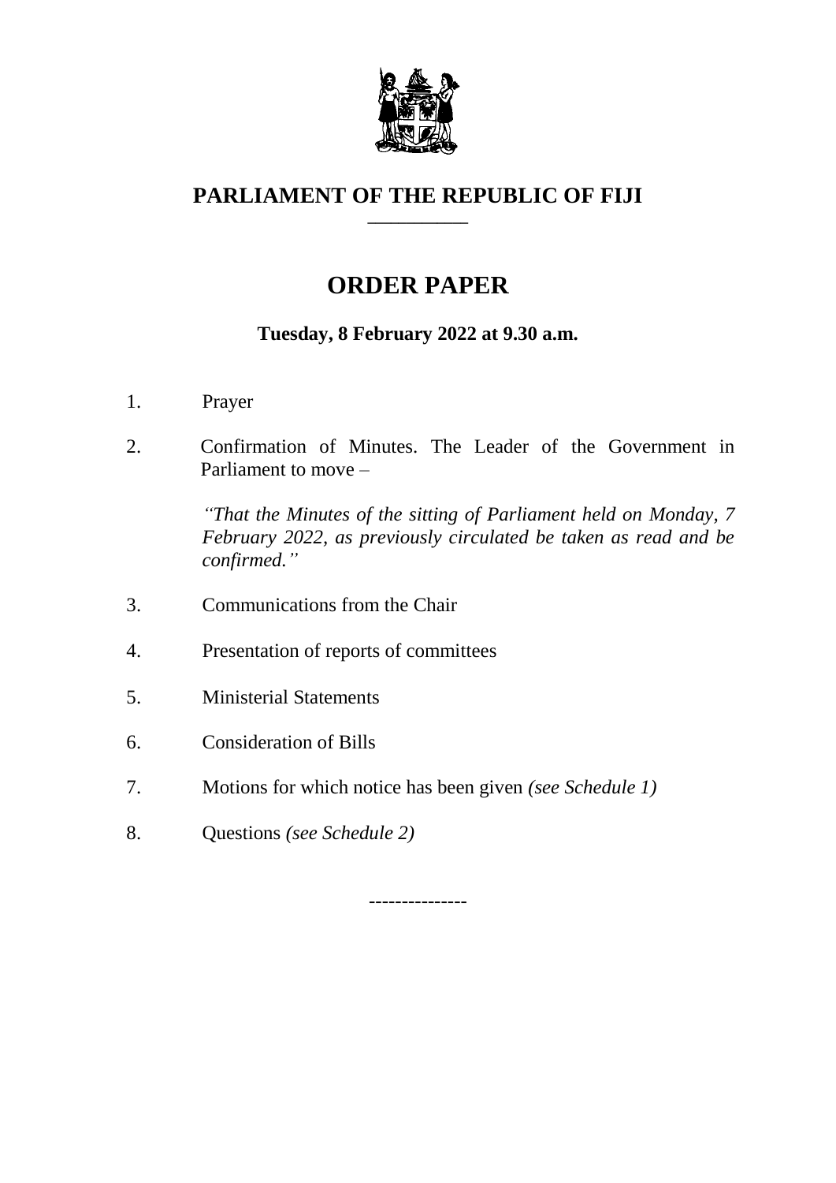# PARLIAMENT OF THE REPUBLIC OF FIJI

## ORDER PAPER

**Tuesday, 8 February 2022 at 9.30 a.m.**

1. Prayer

2. Confirmation of Minutes. The Leader of the Government in Parliament to move –

   *"That the Minutes of the sitting of Parliament held on Monday, 7 February 2022, as previously circulated be taken as read and be confirmed."*

3. Communications from the Chair

4. Presentation of reports of committees

5. Ministerial Statements

6. Consideration of Bills

7. Motions for which notice has been given *(see Schedule 1)*

8. Questions *(see Schedule 2)*

---------------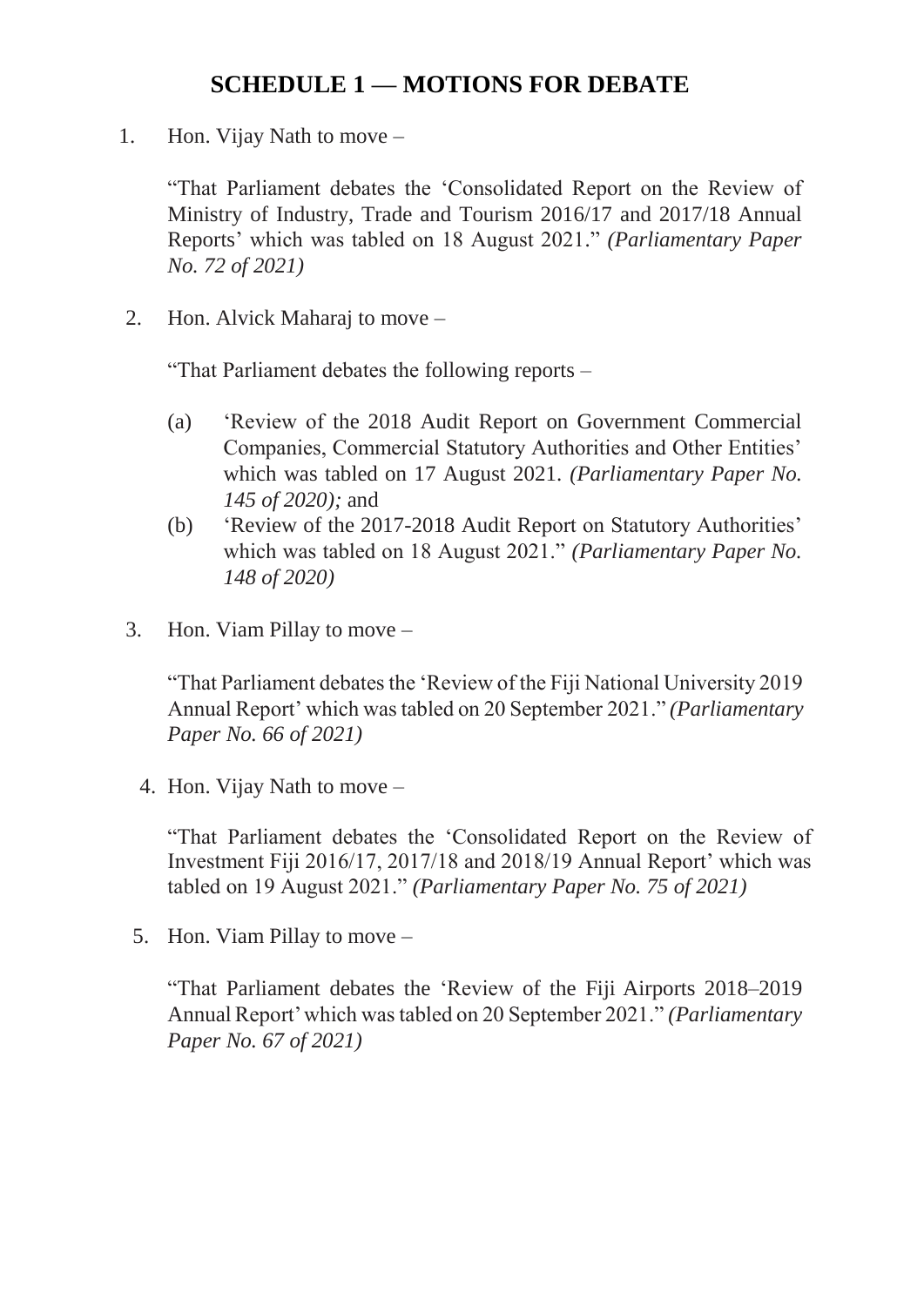## SCHEDULE 1 — MOTIONS FOR DEBATE

1. Hon. Vijay Nath to move –

   "That Parliament debates the 'Consolidated Report on the Review of Ministry of Industry, Trade and Tourism 2016/17 and 2017/18 Annual Reports' which was tabled on 18 August 2021." *(Parliamentary Paper No. 72 of 2021)*

2. Hon. Alvick Maharaj to move –

   "That Parliament debates the following reports –

   (a) 'Review of the 2018 Audit Report on Government Commercial Companies, Commercial Statutory Authorities and Other Entities' which was tabled on 17 August 2021. *(Parliamentary Paper No. 145 of 2020);* and
   
   (b) 'Review of the 2017-2018 Audit Report on Statutory Authorities' which was tabled on 18 August 2021." *(Parliamentary Paper No. 148 of 2020)*

3. Hon. Viam Pillay to move –

   "That Parliament debates the 'Review of the Fiji National University 2019 Annual Report' which was tabled on 20 September 2021." *(Parliamentary Paper No. 66 of 2021)*

4. Hon. Vijay Nath to move –

   "That Parliament debates the 'Consolidated Report on the Review of Investment Fiji 2016/17, 2017/18 and 2018/19 Annual Report' which was tabled on 19 August 2021." *(Parliamentary Paper No. 75 of 2021)*

5. Hon. Viam Pillay to move –

   "That Parliament debates the 'Review of the Fiji Airports 2018–2019 Annual Report' which was tabled on 20 September 2021." *(Parliamentary Paper No. 67 of 2021)*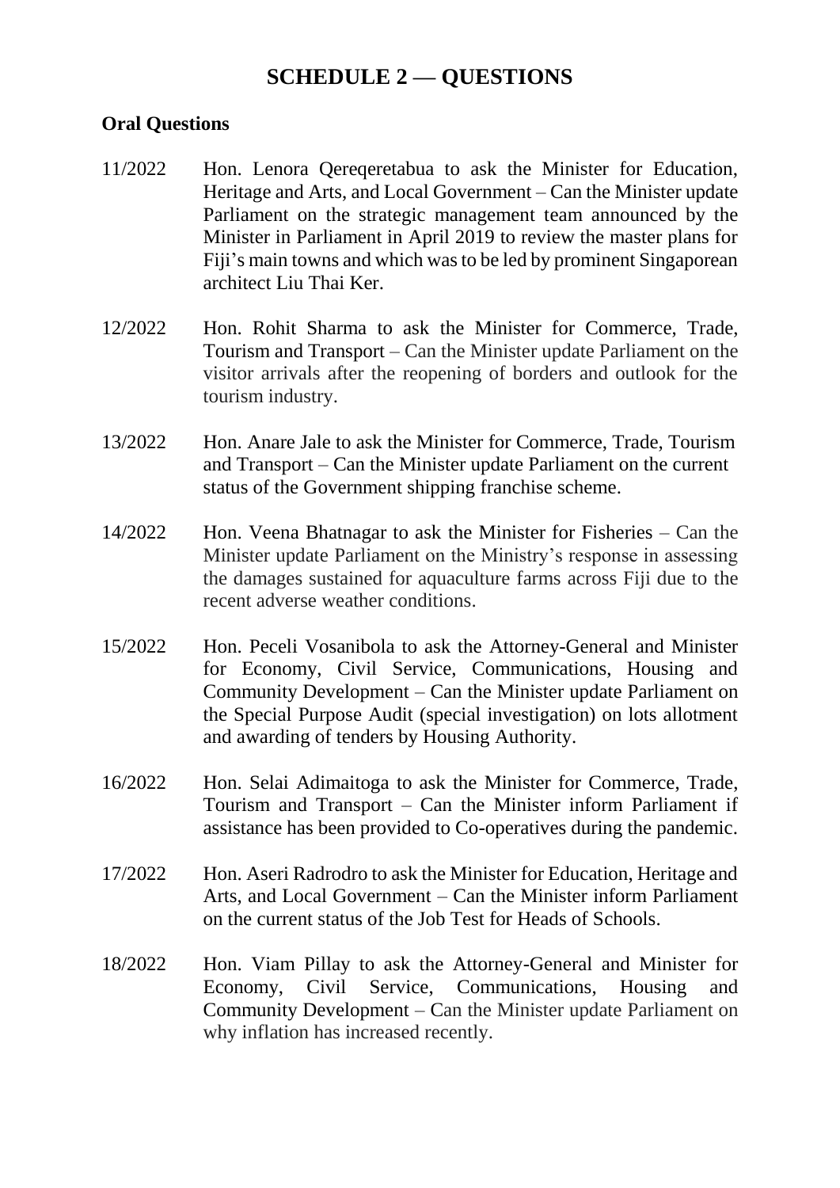# SCHEDULE 2 — QUESTIONS

**Oral Questions**

11/2022 Hon. Lenora Qereqeretabua to ask the Minister for Education, Heritage and Arts, and Local Government – Can the Minister update Parliament on the strategic management team announced by the Minister in Parliament in April 2019 to review the master plans for Fiji's main towns and which was to be led by prominent Singaporean architect Liu Thai Ker.

12/2022 Hon. Rohit Sharma to ask the Minister for Commerce, Trade, Tourism and Transport – Can the Minister update Parliament on the visitor arrivals after the reopening of borders and outlook for the tourism industry.

13/2022 Hon. Anare Jale to ask the Minister for Commerce, Trade, Tourism and Transport – Can the Minister update Parliament on the current status of the Government shipping franchise scheme.

14/2022 Hon. Veena Bhatnagar to ask the Minister for Fisheries – Can the Minister update Parliament on the Ministry's response in assessing the damages sustained for aquaculture farms across Fiji due to the recent adverse weather conditions.

15/2022 Hon. Peceli Vosanibola to ask the Attorney-General and Minister for Economy, Civil Service, Communications, Housing and Community Development – Can the Minister update Parliament on the Special Purpose Audit (special investigation) on lots allotment and awarding of tenders by Housing Authority.

16/2022 Hon. Selai Adimaitoga to ask the Minister for Commerce, Trade, Tourism and Transport – Can the Minister inform Parliament if assistance has been provided to Co-operatives during the pandemic.

17/2022 Hon. Aseri Radrodro to ask the Minister for Education, Heritage and Arts, and Local Government – Can the Minister inform Parliament on the current status of the Job Test for Heads of Schools.

18/2022 Hon. Viam Pillay to ask the Attorney-General and Minister for Economy, Civil Service, Communications, Housing and Community Development – Can the Minister update Parliament on why inflation has increased recently.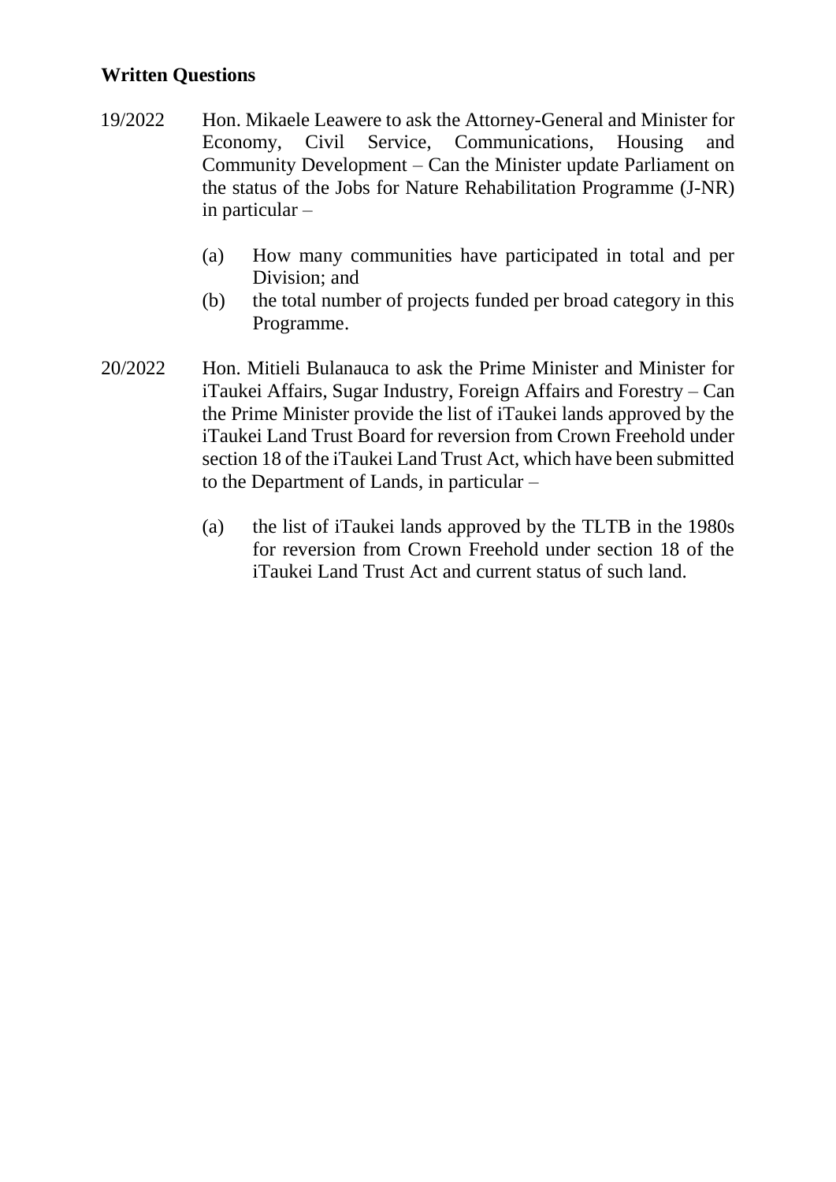**Written Questions**

19/2022 Hon. Mikaele Leawere to ask the Attorney-General and Minister for Economy, Civil Service, Communications, Housing and Community Development – Can the Minister update Parliament on the status of the Jobs for Nature Rehabilitation Programme (J-NR) in particular –

(a) How many communities have participated in total and per Division; and
(b) the total number of projects funded per broad category in this Programme.

20/2022 Hon. Mitieli Bulanauca to ask the Prime Minister and Minister for iTaukei Affairs, Sugar Industry, Foreign Affairs and Forestry – Can the Prime Minister provide the list of iTaukei lands approved by the iTaukei Land Trust Board for reversion from Crown Freehold under section 18 of the iTaukei Land Trust Act, which have been submitted to the Department of Lands, in particular –

(a) the list of iTaukei lands approved by the TLTB in the 1980s for reversion from Crown Freehold under section 18 of the iTaukei Land Trust Act and current status of such land.